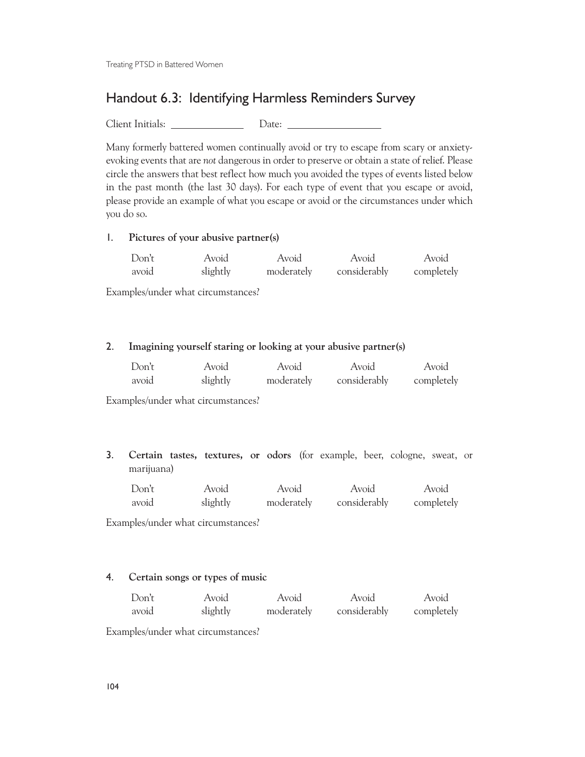## Handout 6.3: Identifying Harmless Reminders Survey

Client Initials: ______________ Date: __________________

Many formerly battered women continually avoid or try to escape from scary or anxiety-evoking events that are *not* dangerous in order to preserve or obtain a state of relief. Please circle the answers that best reflect how much you avoided the types of events listed below in the past month (the last 30 days). For each type of event that you escape or avoid, please provide an example of what you escape or avoid or the circumstances under which you do so.

1. **Pictures of your abusive partner(s)**

| Don't avoid | Avoid slightly | Avoid moderately | Avoid considerably | Avoid completely |
|---|---|---|---|---|

Examples/under what circumstances?

2. **Imagining yourself staring or looking at your abusive partner(s)**

| Don't avoid | Avoid slightly | Avoid moderately | Avoid considerably | Avoid completely |
|---|---|---|---|---|

Examples/under what circumstances?

3. **Certain tastes, textures, or odors** (for example, beer, cologne, sweat, or marijuana)

| Don't avoid | Avoid slightly | Avoid moderately | Avoid considerably | Avoid completely |
|---|---|---|---|---|

Examples/under what circumstances?

4. **Certain songs or types of music**

| Don't avoid | Avoid slightly | Avoid moderately | Avoid considerably | Avoid completely |
|---|---|---|---|---|

Examples/under what circumstances?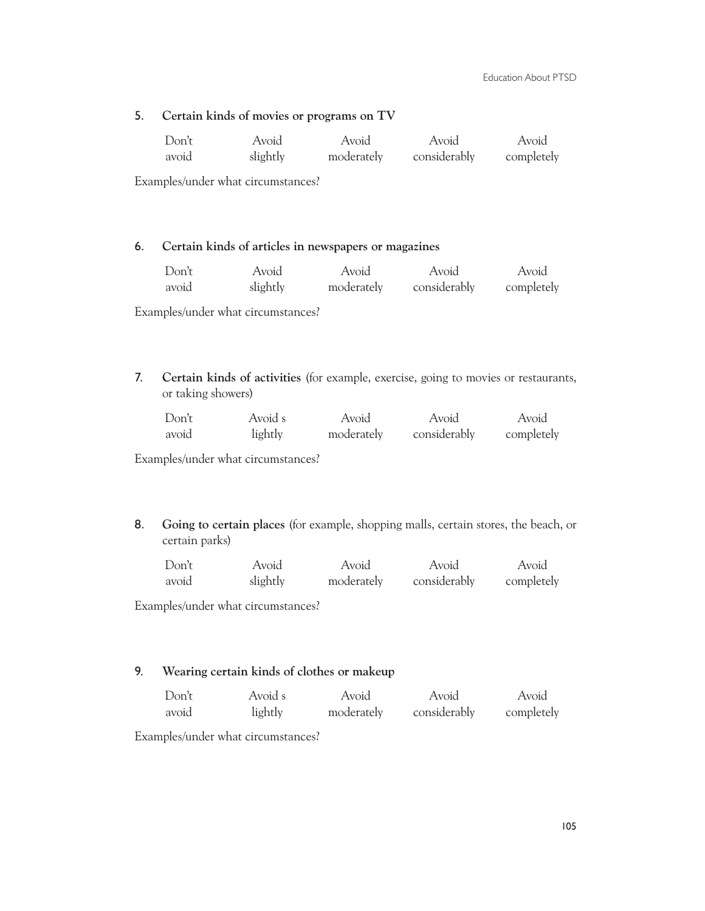5. **Certain kinds of movies or programs on TV**

| Don't avoid | Avoid slightly | Avoid moderately | Avoid considerably | Avoid completely |
|---|---|---|---|---|

Examples/under what circumstances?

6. **Certain kinds of articles in newspapers or magazines**

| Don't avoid | Avoid slightly | Avoid moderately | Avoid considerably | Avoid completely |
|---|---|---|---|---|

Examples/under what circumstances?

7. **Certain kinds of activities** (for example, exercise, going to movies or restaurants, or taking showers)

| Don't avoid | Avoid s lightly | Avoid moderately | Avoid considerably | Avoid completely |
|---|---|---|---|---|

Examples/under what circumstances?

8. **Going to certain places** (for example, shopping malls, certain stores, the beach, or certain parks)

| Don't avoid | Avoid slightly | Avoid moderately | Avoid considerably | Avoid completely |
|---|---|---|---|---|

Examples/under what circumstances?

9. **Wearing certain kinds of clothes or makeup**

| Don't avoid | Avoid s lightly | Avoid moderately | Avoid considerably | Avoid completely |
|---|---|---|---|---|

Examples/under what circumstances?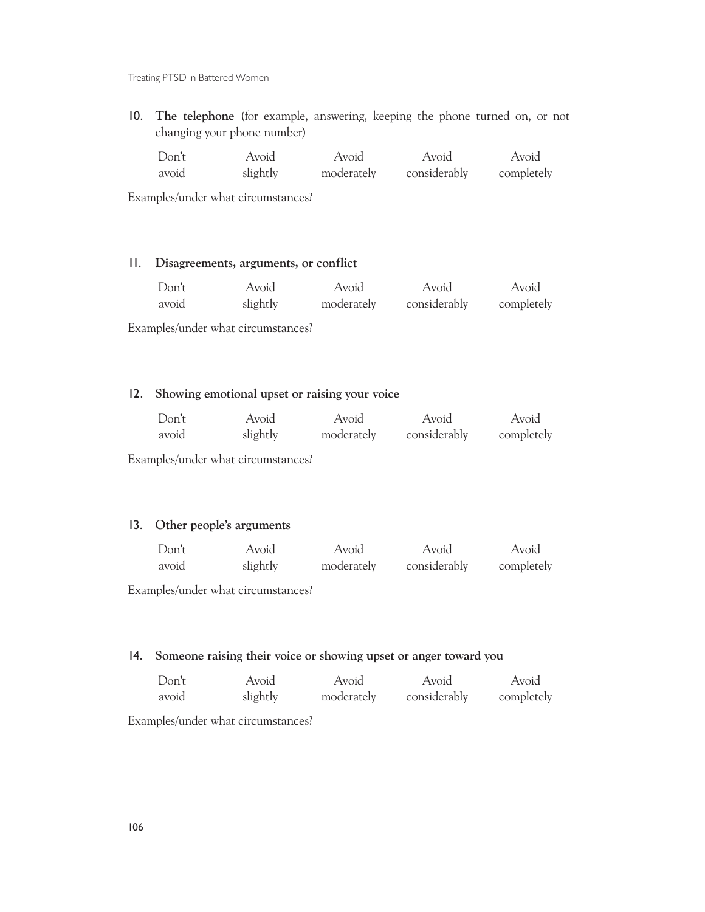10. **The telephone** (for example, answering, keeping the phone turned on, or not changing your phone number)

| Don't avoid | Avoid slightly | Avoid moderately | Avoid considerably | Avoid completely |
|---|---|---|---|---|

Examples/under what circumstances?

11. **Disagreements, arguments, or conflict**

| Don't avoid | Avoid slightly | Avoid moderately | Avoid considerably | Avoid completely |
|---|---|---|---|---|

Examples/under what circumstances?

12. **Showing emotional upset or raising your voice**

| Don't avoid | Avoid slightly | Avoid moderately | Avoid considerably | Avoid completely |
|---|---|---|---|---|

Examples/under what circumstances?

13. **Other people's arguments**

| Don't avoid | Avoid slightly | Avoid moderately | Avoid considerably | Avoid completely |
|---|---|---|---|---|

Examples/under what circumstances?

14. **Someone raising their voice or showing upset or anger toward you**

| Don't avoid | Avoid slightly | Avoid moderately | Avoid considerably | Avoid completely |
|---|---|---|---|---|

Examples/under what circumstances?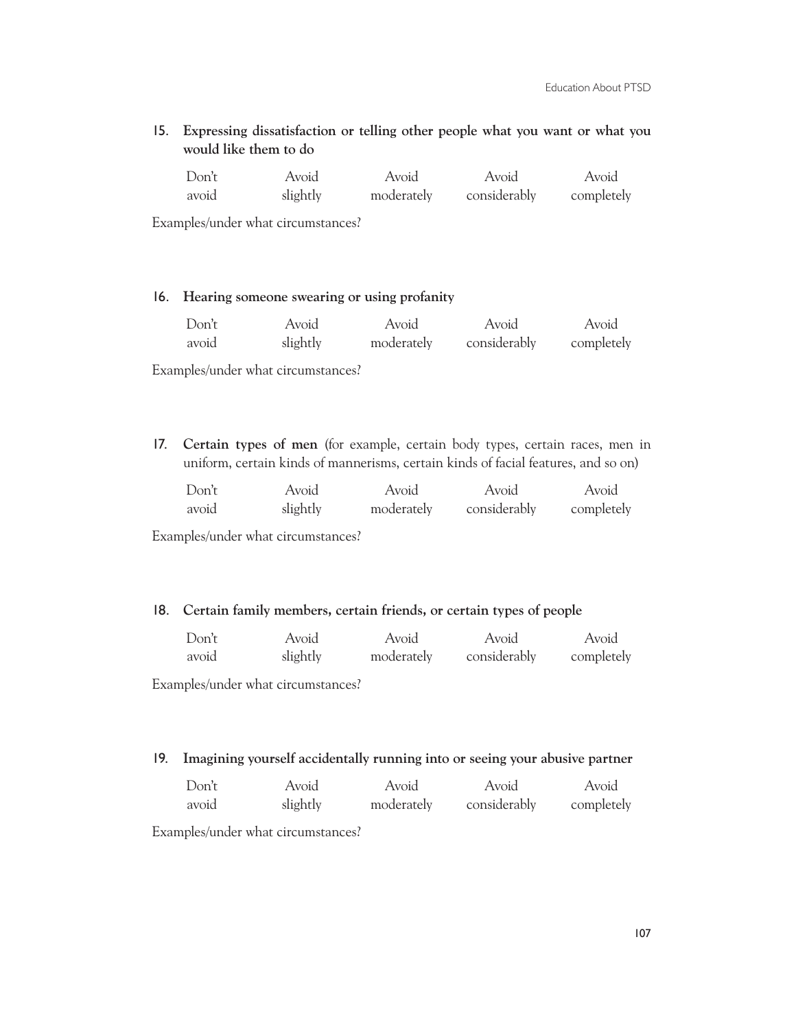15. **Expressing dissatisfaction or telling other people what you want or what you would like them to do**

| Don't avoid | Avoid slightly | Avoid moderately | Avoid considerably | Avoid completely |
|---|---|---|---|---|

Examples/under what circumstances?

16. **Hearing someone swearing or using profanity**

| Don't avoid | Avoid slightly | Avoid moderately | Avoid considerably | Avoid completely |
|---|---|---|---|---|

Examples/under what circumstances?

17. **Certain types of men** (for example, certain body types, certain races, men in uniform, certain kinds of mannerisms, certain kinds of facial features, and so on)

| Don't avoid | Avoid slightly | Avoid moderately | Avoid considerably | Avoid completely |
|---|---|---|---|---|

Examples/under what circumstances?

18. **Certain family members, certain friends, or certain types of people**

| Don't avoid | Avoid slightly | Avoid moderately | Avoid considerably | Avoid completely |
|---|---|---|---|---|

Examples/under what circumstances?

19. **Imagining yourself accidentally running into or seeing your abusive partner**

| Don't avoid | Avoid slightly | Avoid moderately | Avoid considerably | Avoid completely |
|---|---|---|---|---|

Examples/under what circumstances?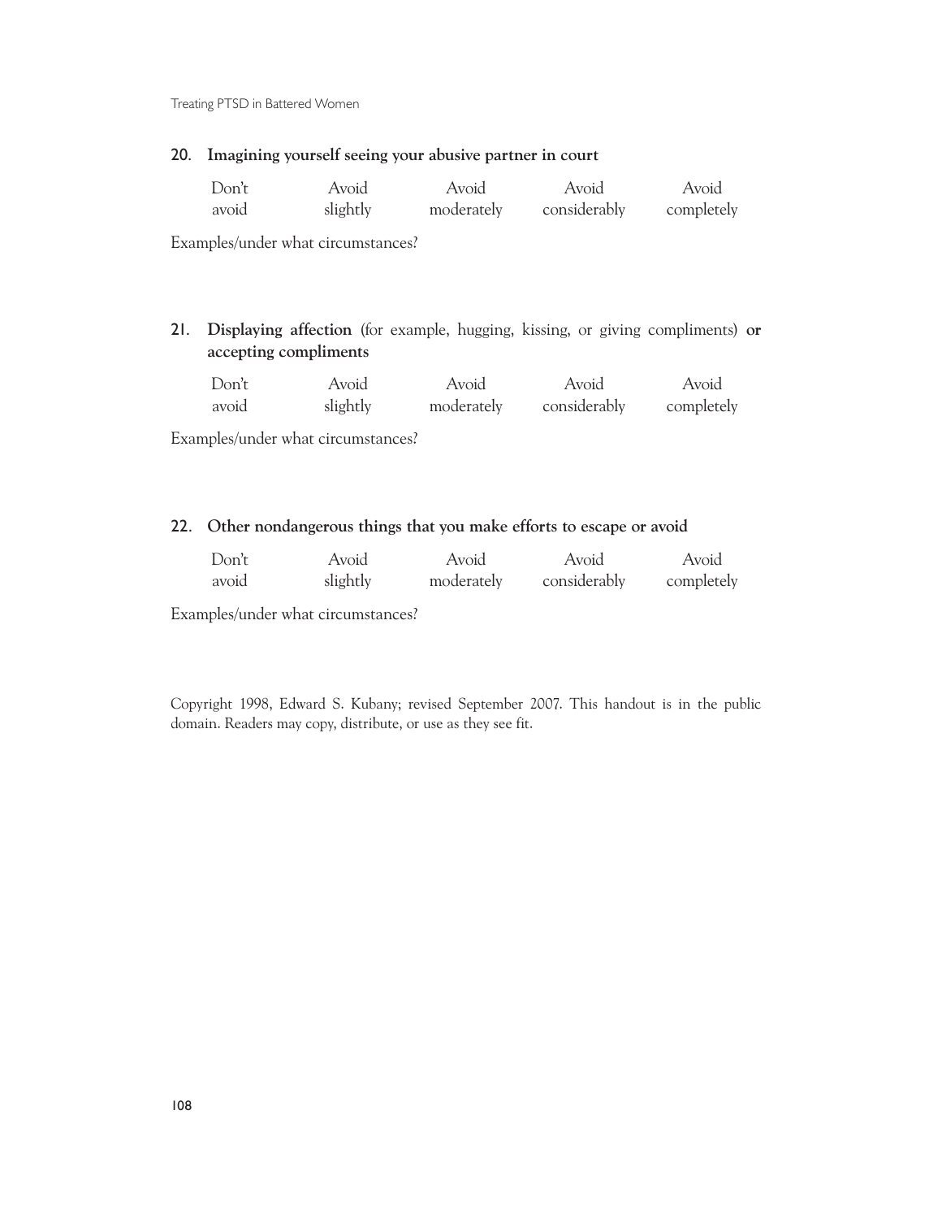20. **Imagining yourself seeing your abusive partner in court**

| Don't avoid | Avoid slightly | Avoid moderately | Avoid considerably | Avoid completely |
|---|---|---|---|---|

Examples/under what circumstances?

21. **Displaying affection** (for example, hugging, kissing, or giving compliments) **or accepting compliments**

| Don't avoid | Avoid slightly | Avoid moderately | Avoid considerably | Avoid completely |
|---|---|---|---|---|

Examples/under what circumstances?

22. **Other nondangerous things that you make efforts to escape or avoid**

| Don't avoid | Avoid slightly | Avoid moderately | Avoid considerably | Avoid completely |
|---|---|---|---|---|

Examples/under what circumstances?

Copyright 1998, Edward S. Kubany; revised September 2007. This handout is in the public domain. Readers may copy, distribute, or use as they see fit.